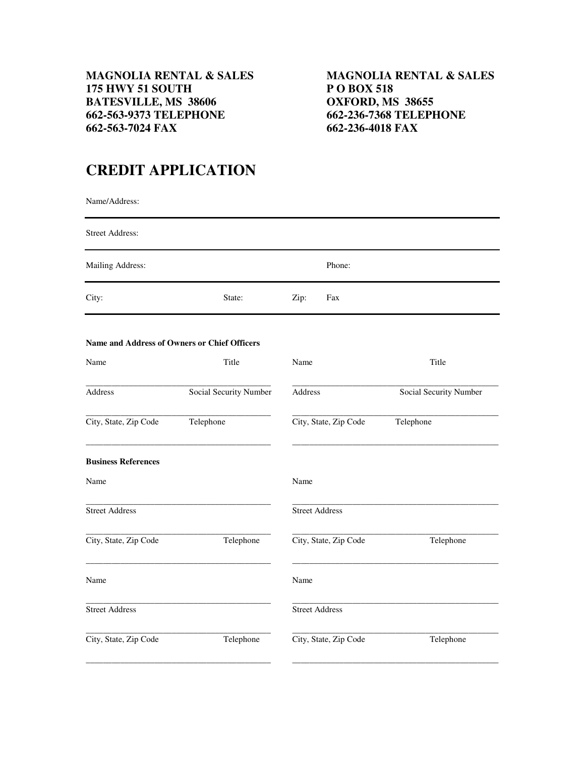**MAGNOLIA RENTAL & SALES**
**175 HWY 51 SOUTH**
**BATESVILLE, MS 38606**
**662-563-9373 TELEPHONE**
**662-563-7024 FAX**

**MAGNOLIA RENTAL & SALES**
**P O BOX 518**
**OXFORD, MS 38655**
**662-236-7368 TELEPHONE**
**662-236-4018 FAX**

# CREDIT APPLICATION

Name/Address:

---

Street Address:

---

Mailing Address: Phone:

---

City: State: Zip: Fax

---

**Name and Address of Owners or Chief Officers**

Name Title

___________________________________________

Address Social Security Number

___________________________________________

City, State, Zip Code Telephone

___________________________________________

Name Title

___________________________________________

Address Social Security Number

___________________________________________

City, State, Zip Code Telephone

___________________________________________

**Business References**

Name

___________________________________________

Street Address

___________________________________________

City, State, Zip Code Telephone

___________________________________________

Name

___________________________________________

Street Address

___________________________________________

City, State, Zip Code Telephone

___________________________________________

Name

___________________________________________

Street Address

___________________________________________

City, State, Zip Code Telephone

___________________________________________

Name

___________________________________________

Street Address

___________________________________________

City, State, Zip Code Telephone

___________________________________________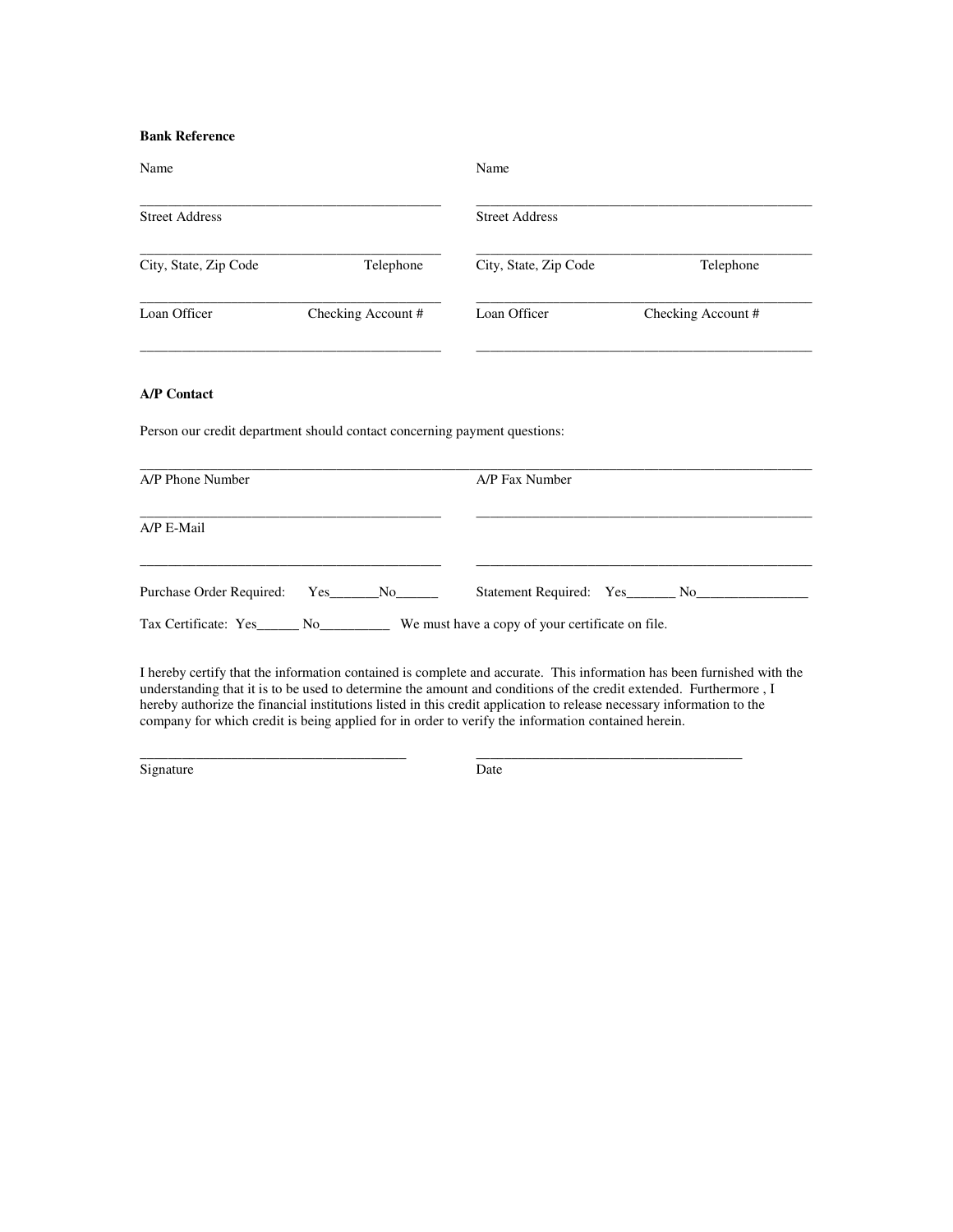**Bank Reference**

| | |
|---|---|
| Name | Name |
| _____________________________________________ | _____________________________________________ |
| Street Address | Street Address |
| _____________________________________________ | _____________________________________________ |
| City, State, Zip Code        Telephone | City, State, Zip Code        Telephone |
| _____________________________________________ | _____________________________________________ |
| Loan Officer        Checking Account # | Loan Officer        Checking Account # |
| _____________________________________________ | _____________________________________________ |

**A/P Contact**

Person our credit department should contact concerning payment questions:

_____________________________________________________________________________________________

| | |
|---|---|
| A/P Phone Number | A/P Fax Number |
| _____________________________________________ | _____________________________________________ |
| A/P E-Mail | |
| _____________________________________________ | _____________________________________________ |

Purchase Order Required:    Yes_______No______    Statement Required:    Yes_______ No________________

Tax Certificate:  Yes______ No__________  We must have a copy of your certificate on file.

I hereby certify that the information contained is complete and accurate. This information has been furnished with the understanding that it is to be used to determine the amount and conditions of the credit extended. Furthermore , I hereby authorize the financial institutions listed in this credit application to release necessary information to the company for which credit is being applied for in order to verify the information contained herein.

| | |
|---|---|
| _______________________________________ | _______________________________________ |
| Signature | Date |